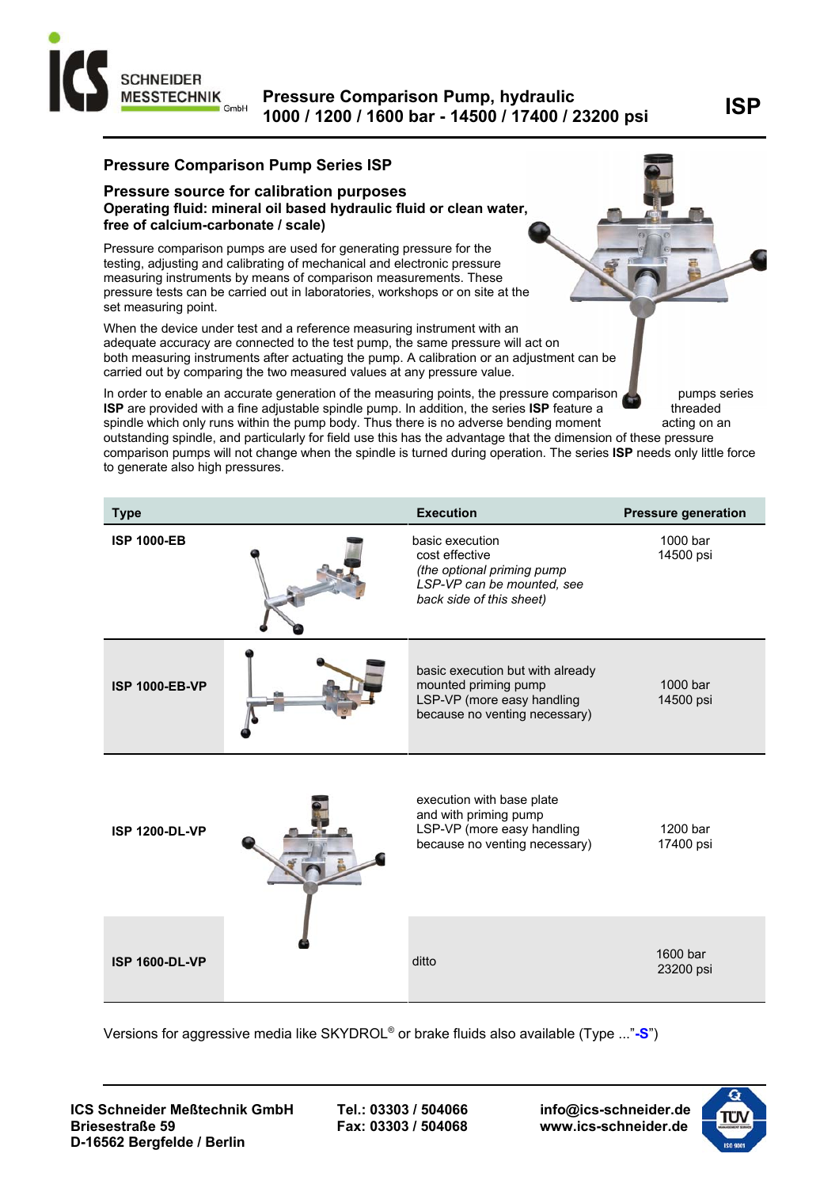# Pressure Comparison Pump, hydraulic
## 1000 / 1200 / 1600 bar - 14500 / 17400 / 23200 psi

**ISP**

## Pressure Comparison Pump Series ISP

### Pressure source for calibration purposes

**Operating fluid: mineral oil based hydraulic fluid or clean water, free of calcium-carbonate / scale)**

Pressure comparison pumps are used for generating pressure for the testing, adjusting and calibrating of mechanical and electronic pressure measuring instruments by means of comparison measurements. These pressure tests can be carried out in laboratories, workshops or on site at the set measuring point.

When the device under test and a reference measuring instrument with an adequate accuracy are connected to the test pump, the same pressure will act on both measuring instruments after actuating the pump. A calibration or an adjustment can be carried out by comparing the two measured values at any pressure value.

In order to enable an accurate generation of the measuring points, the pressure comparison pumps series **ISP** are provided with a fine adjustable spindle pump. In addition, the series **ISP** feature a threaded spindle which only runs within the pump body. Thus there is no adverse bending moment acting on an outstanding spindle, and particularly for field use this has the advantage that the dimension of these pressure comparison pumps will not change when the spindle is turned during operation. The series **ISP** needs only little force to generate also high pressures.

| Type | Execution | Pressure generation |
|---|---|---|
| **ISP 1000-EB** | basic execution<br>cost effective<br>*(the optional priming pump LSP-VP can be mounted, see back side of this sheet)* | 1000 bar<br>14500 psi |
| **ISP 1000-EB-VP** | basic execution but with already mounted priming pump LSP-VP (more easy handling because no venting necessary) | 1000 bar<br>14500 psi |
| **ISP 1200-DL-VP** | execution with base plate and with priming pump LSP-VP (more easy handling because no venting necessary) | 1200 bar<br>17400 psi |
| **ISP 1600-DL-VP** | ditto | 1600 bar<br>23200 psi |

Versions for aggressive media like SKYDROL® or brake fluids also available (Type ..."**-S**")

**ICS Schneider Meßtechnik GmbH**
**Briesestraße 59**
**D-16562 Bergfelde / Berlin**

**Tel.: 03303 / 504066**
**Fax: 03303 / 504068**

**info@ics-schneider.de**
**www.ics-schneider.de**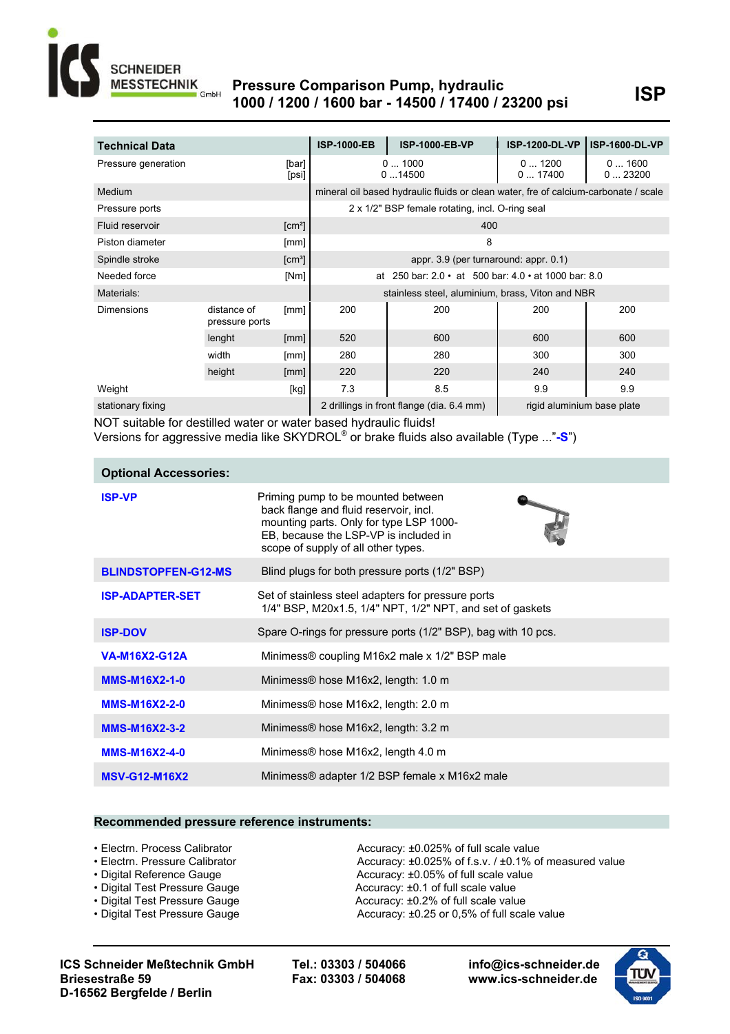# Pressure Comparison Pump, hydraulic 1000 / 1200 / 1600 bar - 14500 / 17400 / 23200 psi

**ISP**

| Technical Data | | | ISP-1000-EB | ISP-1000-EB-VP | ISP-1200-DL-VP | ISP-1600-DL-VP |
|---|---|---|---|---|---|---|
| Pressure generation | | [bar] [psi] | 0 ... 1000 0 ...14500 | | 0 ... 1200 0 ... 17400 | 0 ... 1600 0 ... 23200 |
| Medium | | | mineral oil based hydraulic fluids or clean water, fre of calcium-carbonate / scale | | | |
| Pressure ports | | | 2 x 1/2" BSP female rotating, incl. O-ring seal | | | |
| Fluid reservoir | | [cm²] | 400 | | | |
| Piston diameter | | [mm] | 8 | | | |
| Spindle stroke | | [cm³] | appr. 3.9 (per turnaround: appr. 0.1) | | | |
| Needed force | | [Nm] | at 250 bar: 2.0 • at 500 bar: 4.0 • at 1000 bar: 8.0 | | | |
| Materials: | | | stainless steel, aluminium, brass, Viton and NBR | | | |
| Dimensions | distance of pressure ports | [mm] | 200 | 200 | 200 | 200 |
| | lenght | [mm] | 520 | 600 | 600 | 600 |
| | width | [mm] | 280 | 280 | 300 | 300 |
| | height | [mm] | 220 | 220 | 240 | 240 |
| Weight | | [kg] | 7.3 | 8.5 | 9.9 | 9.9 |
| stationary fixing | | | 2 drillings in front flange (dia. 6.4 mm) | | rigid aluminium base plate | |

NOT suitable for destilled water or water based hydraulic fluids!
Versions for aggressive media like SKYDROL® or brake fluids also available (Type ..."-**S**")

## Optional Accessories:

| | |
|---|---|
| **ISP-VP** | Priming pump to be mounted between back flange and fluid reservoir, incl. mounting parts. Only for type LSP 1000-EB, because the LSP-VP is included in scope of supply of all other types. |
| **BLINDSTOPFEN-G12-MS** | Blind plugs for both pressure ports (1/2" BSP) |
| **ISP-ADAPTER-SET** | Set of stainless steel adapters for pressure ports 1/4" BSP, M20x1.5, 1/4" NPT, 1/2" NPT, and set of gaskets |
| **ISP-DOV** | Spare O-rings for pressure ports (1/2" BSP), bag with 10 pcs. |
| **VA-M16X2-G12A** | Minimess® coupling M16x2 male x 1/2" BSP male |
| **MMS-M16X2-1-0** | Minimess® hose M16x2, length: 1.0 m |
| **MMS-M16X2-2-0** | Minimess® hose M16x2, length: 2.0 m |
| **MMS-M16X2-3-2** | Minimess® hose M16x2, length: 3.2 m |
| **MMS-M16X2-4-0** | Minimess® hose M16x2, length 4.0 m |
| **MSV-G12-M16X2** | Minimess® adapter 1/2 BSP female x M16x2 male |

## Recommended pressure reference instruments:

- Electrn. Process Calibrator — Accuracy: ±0.025% of full scale value
- Electrn. Pressure Calibrator — Accuracy: ±0.025% of f.s.v. / ±0.1% of measured value
- Digital Reference Gauge — Accuracy: ±0.05% of full scale value
- Digital Test Pressure Gauge — Accuracy: ±0.1 of full scale value
- Digital Test Pressure Gauge — Accuracy: ±0.2% of full scale value
- Digital Test Pressure Gauge — Accuracy: ±0.25 or 0,5% of full scale value

**ICS Schneider Meßtechnik GmbH**
**Briesestraße 59**
**D-16562 Bergfelde / Berlin**

**Tel.: 03303 / 504066**
**Fax: 03303 / 504068**

**info@ics-schneider.de**
**www.ics-schneider.de**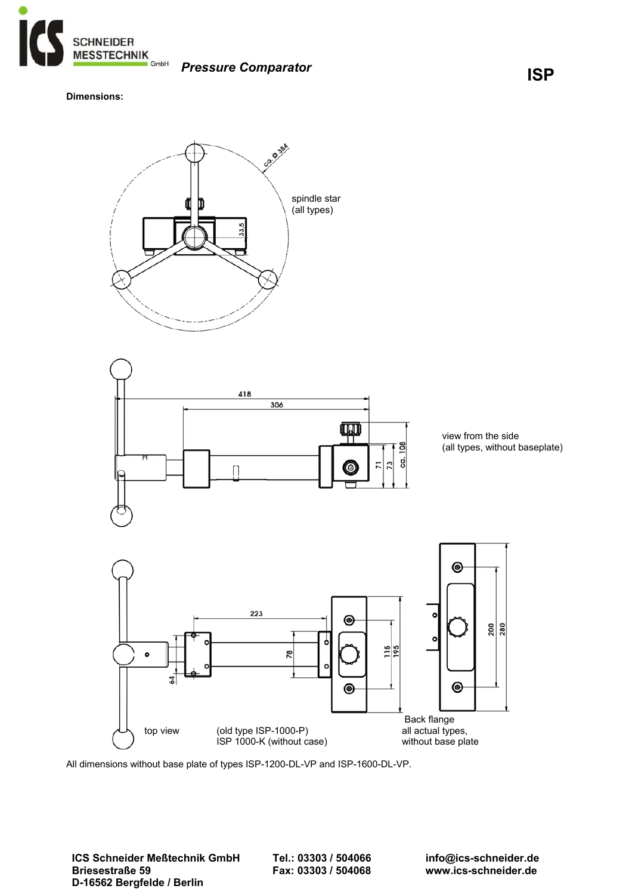# Pressure Comparator

**ISP**

**Dimensions:**

ca. Ø 354

33,5

spindle star
(all types)

418

306

71

73

ca. 108

view from the side
(all types, without baseplate)

223

78

64

115

195

200

280

top view

(old type ISP-1000-P)
ISP 1000-K (without case)

Back flange
all actual types,
without base plate

All dimensions without base plate of types ISP-1200-DL-VP and ISP-1600-DL-VP.

**ICS Schneider Meßtechnik GmbH**
**Briesestraße 59**
**D-16562 Bergfelde / Berlin**

**Tel.: 03303 / 504066**
**Fax: 03303 / 504068**

**info@ics-schneider.de**
**www.ics-schneider.de**